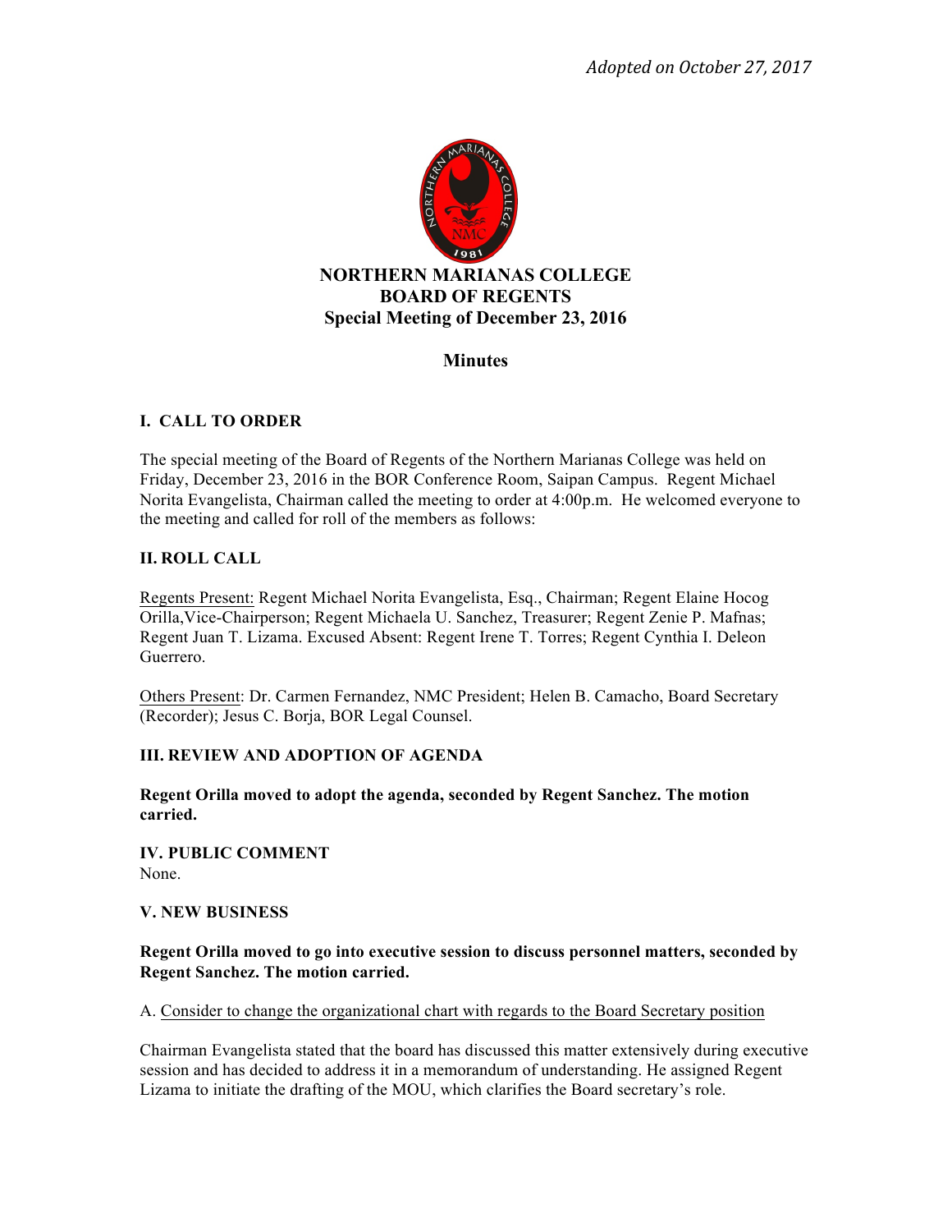*Adopted on October 27, 2017*

# NORTHERN MARIANAS COLLEGE
# BOARD OF REGENTS
## Special Meeting of December 23, 2016

## Minutes

### I. CALL TO ORDER

The special meeting of the Board of Regents of the Northern Marianas College was held on Friday, December 23, 2016 in the BOR Conference Room, Saipan Campus. Regent Michael Norita Evangelista, Chairman called the meeting to order at 4:00p.m. He welcomed everyone to the meeting and called for roll of the members as follows:

### II. ROLL CALL

Regents Present: Regent Michael Norita Evangelista, Esq., Chairman; Regent Elaine Hocog Orilla,Vice-Chairperson; Regent Michaela U. Sanchez, Treasurer; Regent Zenie P. Mafnas; Regent Juan T. Lizama. Excused Absent: Regent Irene T. Torres; Regent Cynthia I. Deleon Guerrero.

Others Present: Dr. Carmen Fernandez, NMC President; Helen B. Camacho, Board Secretary (Recorder); Jesus C. Borja, BOR Legal Counsel.

### III. REVIEW AND ADOPTION OF AGENDA

**Regent Orilla moved to adopt the agenda, seconded by Regent Sanchez. The motion carried.**

### IV. PUBLIC COMMENT

None.

### V. NEW BUSINESS

**Regent Orilla moved to go into executive session to discuss personnel matters, seconded by Regent Sanchez. The motion carried.**

A. Consider to change the organizational chart with regards to the Board Secretary position

Chairman Evangelista stated that the board has discussed this matter extensively during executive session and has decided to address it in a memorandum of understanding. He assigned Regent Lizama to initiate the drafting of the MOU, which clarifies the Board secretary's role.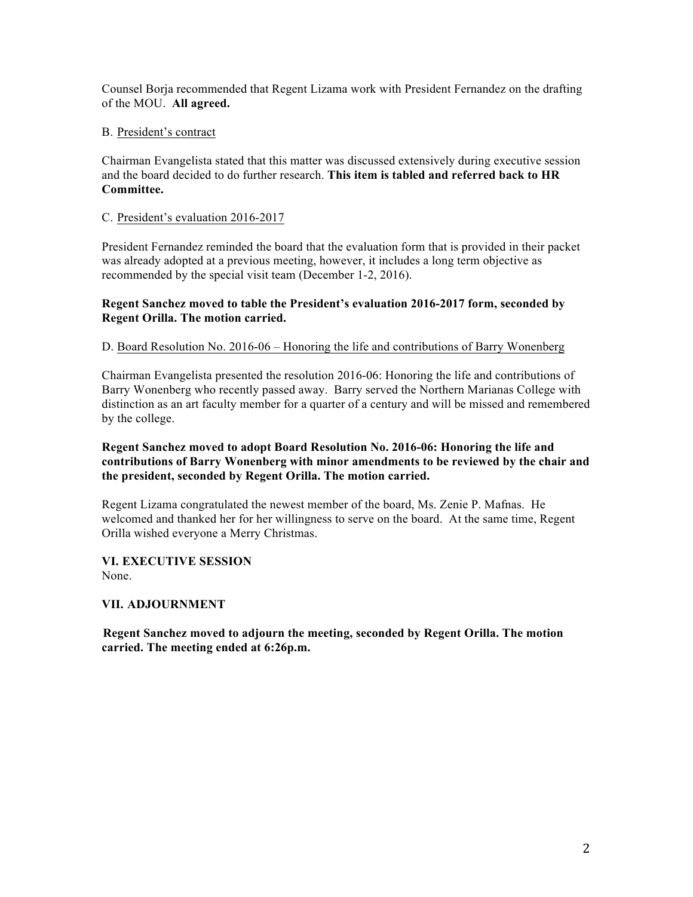Counsel Borja recommended that Regent Lizama work with President Fernandez on the drafting of the MOU. **All agreed.**

B. <u>President's contract</u>

Chairman Evangelista stated that this matter was discussed extensively during executive session and the board decided to do further research. **This item is tabled and referred back to HR Committee.**

C. <u>President's evaluation 2016-2017</u>

President Fernandez reminded the board that the evaluation form that is provided in their packet was already adopted at a previous meeting, however, it includes a long term objective as recommended by the special visit team (December 1-2, 2016).

**Regent Sanchez moved to table the President's evaluation 2016-2017 form, seconded by Regent Orilla. The motion carried.**

D. <u>Board Resolution No. 2016-06 – Honoring the life and contributions of Barry Wonenberg</u>

Chairman Evangelista presented the resolution 2016-06: Honoring the life and contributions of Barry Wonenberg who recently passed away. Barry served the Northern Marianas College with distinction as an art faculty member for a quarter of a century and will be missed and remembered by the college.

**Regent Sanchez moved to adopt Board Resolution No. 2016-06: Honoring the life and contributions of Barry Wonenberg with minor amendments to be reviewed by the chair and the president, seconded by Regent Orilla. The motion carried.**

Regent Lizama congratulated the newest member of the board, Ms. Zenie P. Mafnas. He welcomed and thanked her for her willingness to serve on the board. At the same time, Regent Orilla wished everyone a Merry Christmas.

**VI. EXECUTIVE SESSION**
None.

**VII. ADJOURNMENT**

**Regent Sanchez moved to adjourn the meeting, seconded by Regent Orilla. The motion carried. The meeting ended at 6:26p.m.**